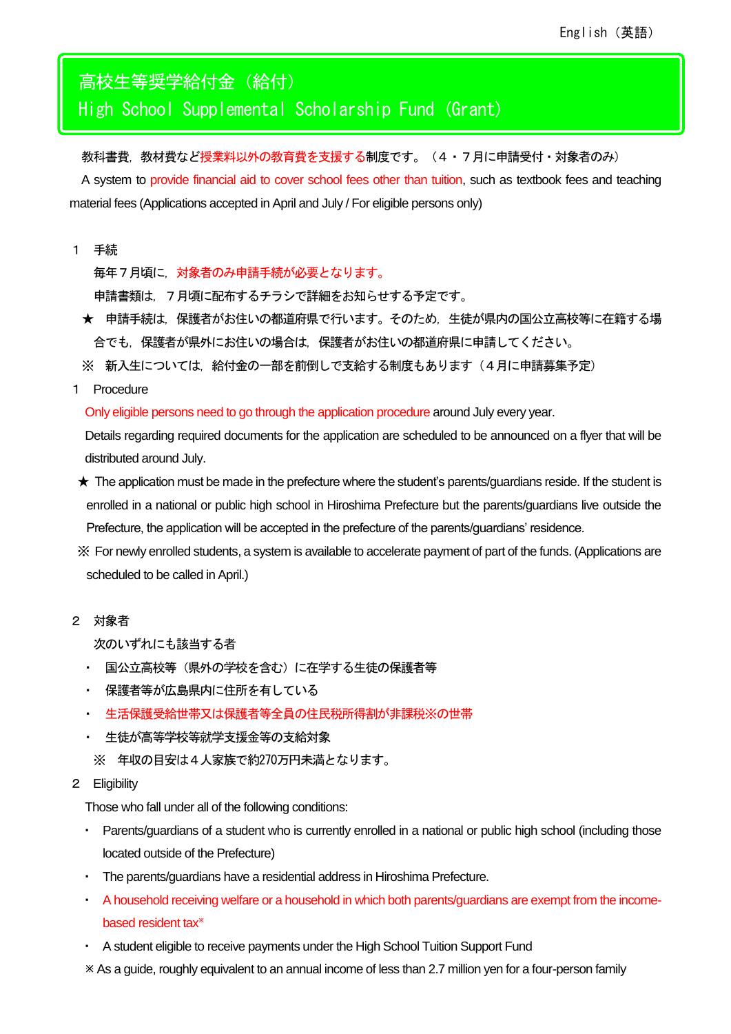English（英語）

# 高校生等奨学給付金（給付）
# High School Supplemental Scholarship Fund (Grant)

教科書費，教材費など授業料以外の教育費を支援する制度です。（４・７月に申請受付・対象者のみ）

A system to provide financial aid to cover school fees other than tuition, such as textbook fees and teaching material fees (Applications accepted in April and July / For eligible persons only)

## １　手続

毎年７月頃に，対象者のみ申請手続が必要となります。

申請書類は，７月頃に配布するチラシで詳細をお知らせする予定です。

★　申請手続は，保護者がお住いの都道府県で行います。そのため，生徒が県内の国公立高校等に在籍する場合でも，保護者が県外にお住いの場合は，保護者がお住いの都道府県に申請してください。

※　新入生については，給付金の一部を前倒しで支給する制度もあります（４月に申請募集予定）

## 1　Procedure

Only eligible persons need to go through the application procedure around July every year.

Details regarding required documents for the application are scheduled to be announced on a flyer that will be distributed around July.

★ The application must be made in the prefecture where the student's parents/guardians reside. If the student is enrolled in a national or public high school in Hiroshima Prefecture but the parents/guardians live outside the Prefecture, the application will be accepted in the prefecture of the parents/guardians' residence.

※ For newly enrolled students, a system is available to accelerate payment of part of the funds. (Applications are scheduled to be called in April.)

## ２　対象者

次のいずれにも該当する者

- 国公立高校等（県外の学校を含む）に在学する生徒の保護者等
- 保護者等が広島県内に住所を有している
- 生活保護受給世帯又は保護者等全員の住民税所得割が非課税※の世帯
- 生徒が高等学校等就学支援金等の支給対象

※　年収の目安は４人家族で約270万円未満となります。

## 2　Eligibility

Those who fall under all of the following conditions:

- Parents/guardians of a student who is currently enrolled in a national or public high school (including those located outside of the Prefecture)
- The parents/guardians have a residential address in Hiroshima Prefecture.
- A household receiving welfare or a household in which both parents/guardians are exempt from the income-based resident tax※
- A student eligible to receive payments under the High School Tuition Support Fund

※ As a guide, roughly equivalent to an annual income of less than 2.7 million yen for a four-person family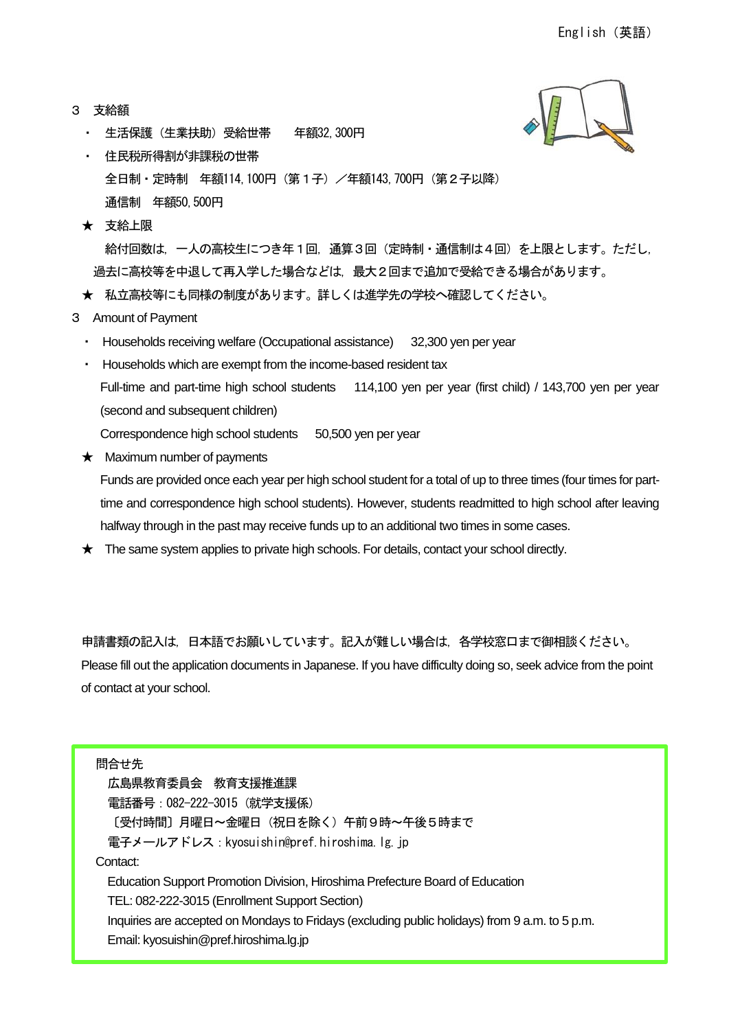## ３　支給額

- 生活保護（生業扶助）受給世帯　　年額32,300円
- 住民税所得割が非課税の世帯
  全日制・定時制　年額114,100円（第１子）／年額143,700円（第２子以降）
  通信制　年額50,500円

★　支給上限

給付回数は，一人の高校生につき年１回，通算３回（定時制・通信制は４回）を上限とします。ただし，過去に高校等を中退して再入学した場合などは，最大２回まで追加で受給できる場合があります。

★　私立高校等にも同様の制度があります。詳しくは進学先の学校へ確認してください。

## 3　Amount of Payment

- Households receiving welfare (Occupational assistance)　32,300 yen per year
- Households which are exempt from the income-based resident tax
  Full-time and part-time high school students　114,100 yen per year (first child) / 143,700 yen per year (second and subsequent children)
  Correspondence high school students　50,500 yen per year

★　Maximum number of payments

Funds are provided once each year per high school student for a total of up to three times (four times for part-time and correspondence high school students). However, students readmitted to high school after leaving halfway through in the past may receive funds up to an additional two times in some cases.

★　The same system applies to private high schools. For details, contact your school directly.

申請書類の記入は，日本語でお願いしています。記入が難しい場合は，各学校窓口まで御相談ください。
Please fill out the application documents in Japanese. If you have difficulty doing so, seek advice from the point of contact at your school.

問合せ先
広島県教育委員会　教育支援推進課
電話番号：082-222-3015（就学支援係）
〔受付時間〕月曜日～金曜日（祝日を除く）午前９時～午後５時まで
電子メールアドレス：kyosuishin@pref.hiroshima.lg.jp

Contact:
Education Support Promotion Division, Hiroshima Prefecture Board of Education
TEL: 082-222-3015 (Enrollment Support Section)
Inquiries are accepted on Mondays to Fridays (excluding public holidays) from 9 a.m. to 5 p.m.
Email: kyosuishin@pref.hiroshima.lg.jp